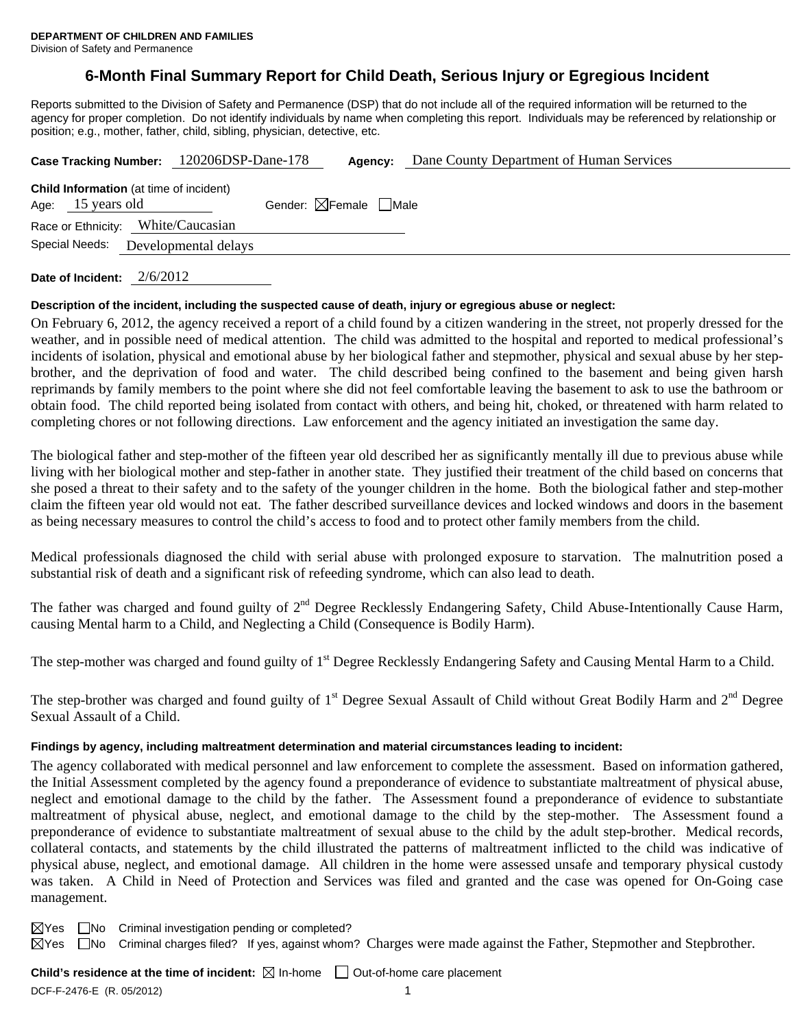**DEPARTMENT OF CHILDREN AND FAMILIES**
Division of Safety and Permanence

# 6-Month Final Summary Report for Child Death, Serious Injury or Egregious Incident

Reports submitted to the Division of Safety and Permanence (DSP) that do not include all of the required information will be returned to the agency for proper completion. Do not identify individuals by name when completing this report. Individuals may be referenced by relationship or position; e.g., mother, father, child, sibling, physician, detective, etc.

**Case Tracking Number:** 120206DSP-Dane-178 **Agency:** Dane County Department of Human Services

**Child Information** (at time of incident)
Age: 15 years old Gender: ☒Female ☐Male
Race or Ethnicity: White/Caucasian
Special Needs: Developmental delays

**Date of Incident:** 2/6/2012

**Description of the incident, including the suspected cause of death, injury or egregious abuse or neglect:**

On February 6, 2012, the agency received a report of a child found by a citizen wandering in the street, not properly dressed for the weather, and in possible need of medical attention. The child was admitted to the hospital and reported to medical professional's incidents of isolation, physical and emotional abuse by her biological father and stepmother, physical and sexual abuse by her step-brother, and the deprivation of food and water. The child described being confined to the basement and being given harsh reprimands by family members to the point where she did not feel comfortable leaving the basement to ask to use the bathroom or obtain food. The child reported being isolated from contact with others, and being hit, choked, or threatened with harm related to completing chores or not following directions. Law enforcement and the agency initiated an investigation the same day.

The biological father and step-mother of the fifteen year old described her as significantly mentally ill due to previous abuse while living with her biological mother and step-father in another state. They justified their treatment of the child based on concerns that she posed a threat to their safety and to the safety of the younger children in the home. Both the biological father and step-mother claim the fifteen year old would not eat. The father described surveillance devices and locked windows and doors in the basement as being necessary measures to control the child's access to food and to protect other family members from the child.

Medical professionals diagnosed the child with serial abuse with prolonged exposure to starvation. The malnutrition posed a substantial risk of death and a significant risk of refeeding syndrome, which can also lead to death.

The father was charged and found guilty of 2nd Degree Recklessly Endangering Safety, Child Abuse-Intentionally Cause Harm, causing Mental harm to a Child, and Neglecting a Child (Consequence is Bodily Harm).

The step-mother was charged and found guilty of 1st Degree Recklessly Endangering Safety and Causing Mental Harm to a Child.

The step-brother was charged and found guilty of 1st Degree Sexual Assault of Child without Great Bodily Harm and 2nd Degree Sexual Assault of a Child.

**Findings by agency, including maltreatment determination and material circumstances leading to incident:**

The agency collaborated with medical personnel and law enforcement to complete the assessment. Based on information gathered, the Initial Assessment completed by the agency found a preponderance of evidence to substantiate maltreatment of physical abuse, neglect and emotional damage to the child by the father. The Assessment found a preponderance of evidence to substantiate maltreatment of physical abuse, neglect, and emotional damage to the child by the step-mother. The Assessment found a preponderance of evidence to substantiate maltreatment of sexual abuse to the child by the adult step-brother. Medical records, collateral contacts, and statements by the child illustrated the patterns of maltreatment inflicted to the child was indicative of physical abuse, neglect, and emotional damage. All children in the home were assessed unsafe and temporary physical custody was taken. A Child in Need of Protection and Services was filed and granted and the case was opened for On-Going case management.

☒Yes ☐No Criminal investigation pending or completed?
☒Yes ☐No Criminal charges filed? If yes, against whom? Charges were made against the Father, Stepmother and Stepbrother.

**Child's residence at the time of incident:** ☒ In-home ☐ Out-of-home care placement

DCF-F-2476-E (R. 05/2012)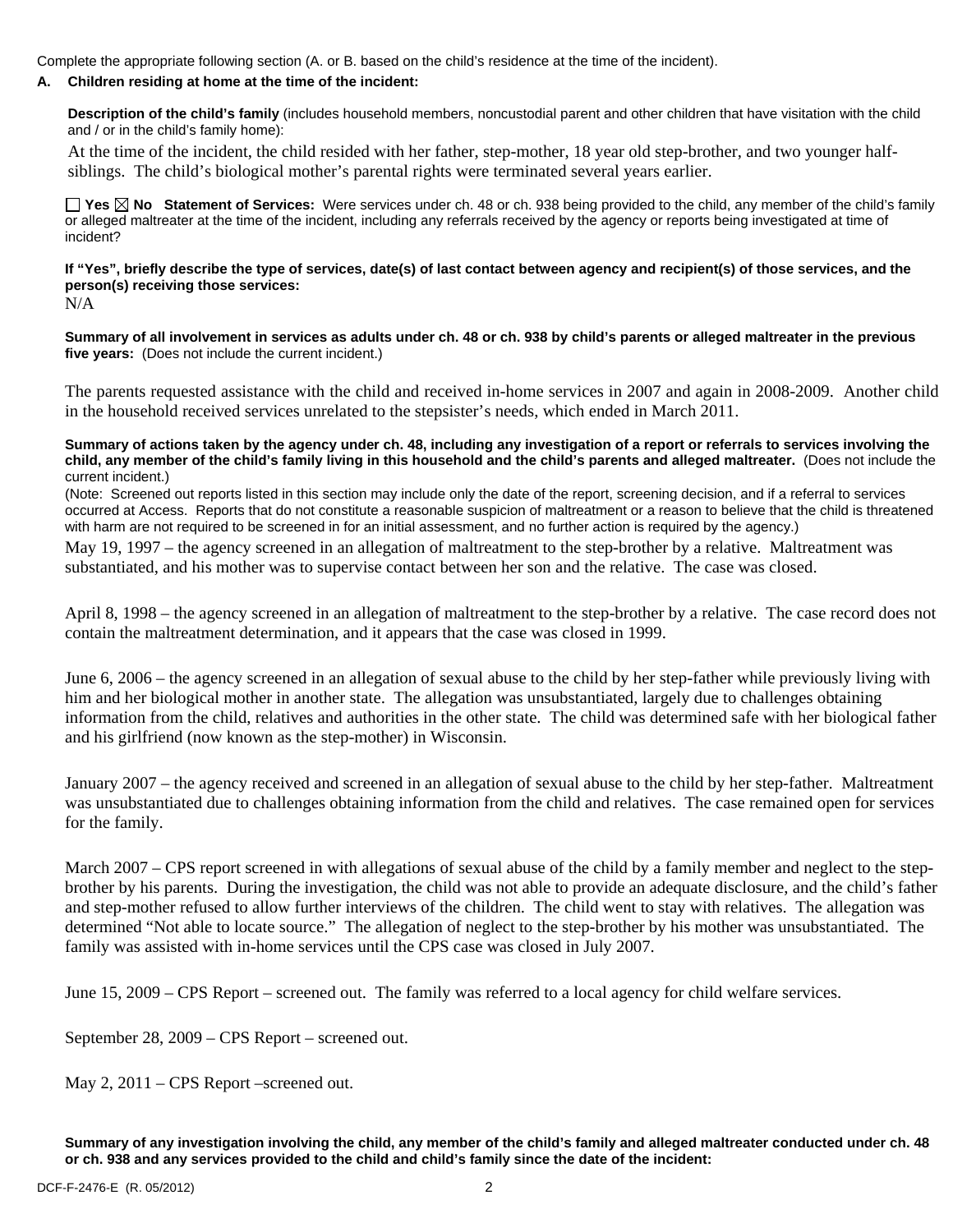Complete the appropriate following section (A. or B. based on the child's residence at the time of the incident).

**A. Children residing at home at the time of the incident:**

**Description of the child's family** (includes household members, noncustodial parent and other children that have visitation with the child and / or in the child's family home):

At the time of the incident, the child resided with her father, step-mother, 18 year old step-brother, and two younger half-siblings. The child's biological mother's parental rights were terminated several years earlier.

☐ **Yes** ☒ **No** **Statement of Services:** Were services under ch. 48 or ch. 938 being provided to the child, any member of the child's family or alleged maltreater at the time of the incident, including any referrals received by the agency or reports being investigated at time of incident?

**If "Yes", briefly describe the type of services, date(s) of last contact between agency and recipient(s) of those services, and the person(s) receiving those services:**

N/A

**Summary of all involvement in services as adults under ch. 48 or ch. 938 by child's parents or alleged maltreater in the previous five years:** (Does not include the current incident.)

The parents requested assistance with the child and received in-home services in 2007 and again in 2008-2009. Another child in the household received services unrelated to the stepsister's needs, which ended in March 2011.

**Summary of actions taken by the agency under ch. 48, including any investigation of a report or referrals to services involving the child, any member of the child's family living in this household and the child's parents and alleged maltreater.** (Does not include the current incident.)

(Note: Screened out reports listed in this section may include only the date of the report, screening decision, and if a referral to services occurred at Access. Reports that do not constitute a reasonable suspicion of maltreatment or a reason to believe that the child is threatened with harm are not required to be screened in for an initial assessment, and no further action is required by the agency.)

May 19, 1997 – the agency screened in an allegation of maltreatment to the step-brother by a relative. Maltreatment was substantiated, and his mother was to supervise contact between her son and the relative. The case was closed.

April 8, 1998 – the agency screened in an allegation of maltreatment to the step-brother by a relative. The case record does not contain the maltreatment determination, and it appears that the case was closed in 1999.

June 6, 2006 – the agency screened in an allegation of sexual abuse to the child by her step-father while previously living with him and her biological mother in another state. The allegation was unsubstantiated, largely due to challenges obtaining information from the child, relatives and authorities in the other state. The child was determined safe with her biological father and his girlfriend (now known as the step-mother) in Wisconsin.

January 2007 – the agency received and screened in an allegation of sexual abuse to the child by her step-father. Maltreatment was unsubstantiated due to challenges obtaining information from the child and relatives. The case remained open for services for the family.

March 2007 – CPS report screened in with allegations of sexual abuse of the child by a family member and neglect to the step-brother by his parents. During the investigation, the child was not able to provide an adequate disclosure, and the child's father and step-mother refused to allow further interviews of the children. The child went to stay with relatives. The allegation was determined "Not able to locate source." The allegation of neglect to the step-brother by his mother was unsubstantiated. The family was assisted with in-home services until the CPS case was closed in July 2007.

June 15, 2009 – CPS Report – screened out. The family was referred to a local agency for child welfare services.

September 28, 2009 – CPS Report – screened out.

May 2, 2011 – CPS Report –screened out.

**Summary of any investigation involving the child, any member of the child's family and alleged maltreater conducted under ch. 48 or ch. 938 and any services provided to the child and child's family since the date of the incident:**

DCF-F-2476-E (R. 05/2012)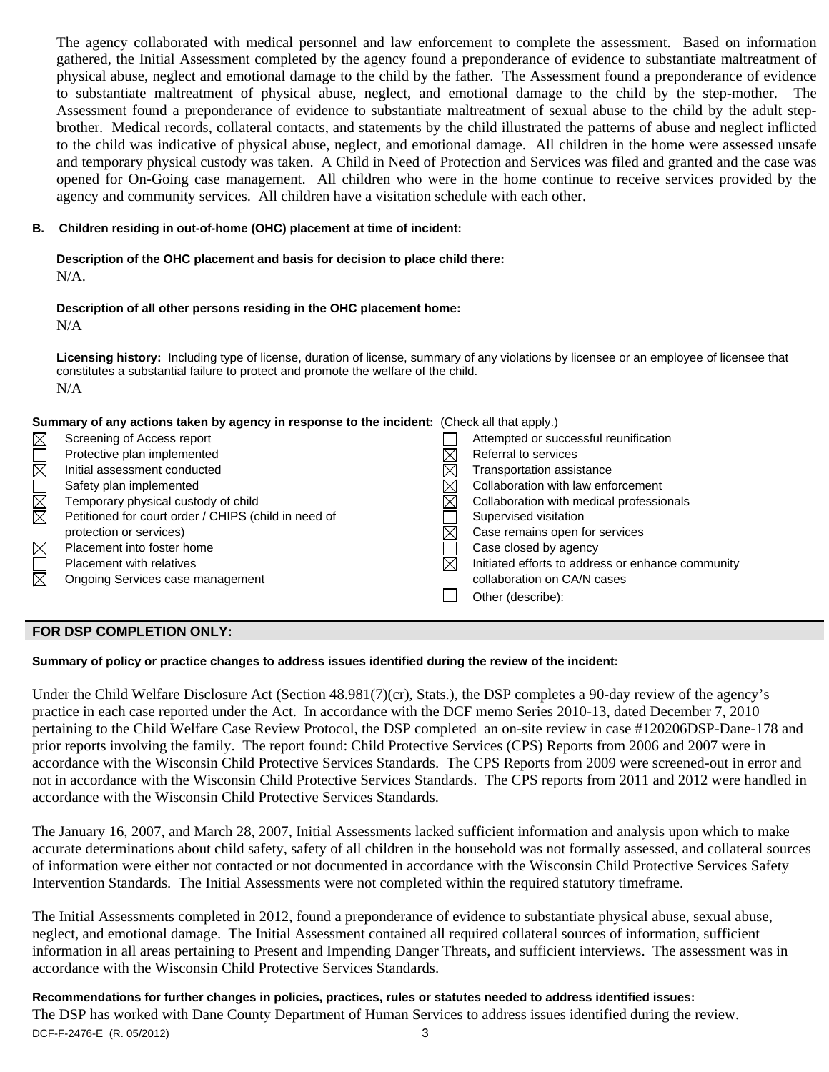The agency collaborated with medical personnel and law enforcement to complete the assessment. Based on information gathered, the Initial Assessment completed by the agency found a preponderance of evidence to substantiate maltreatment of physical abuse, neglect and emotional damage to the child by the father. The Assessment found a preponderance of evidence to substantiate maltreatment of physical abuse, neglect, and emotional damage to the child by the step-mother. The Assessment found a preponderance of evidence to substantiate maltreatment of sexual abuse to the child by the adult step-brother. Medical records, collateral contacts, and statements by the child illustrated the patterns of abuse and neglect inflicted to the child was indicative of physical abuse, neglect, and emotional damage. All children in the home were assessed unsafe and temporary physical custody was taken. A Child in Need of Protection and Services was filed and granted and the case was opened for On-Going case management. All children who were in the home continue to receive services provided by the agency and community services. All children have a visitation schedule with each other.

**B. Children residing in out-of-home (OHC) placement at time of incident:**

**Description of the OHC placement and basis for decision to place child there:**
N/A.

**Description of all other persons residing in the OHC placement home:**
N/A

**Licensing history:** Including type of license, duration of license, summary of any violations by licensee or an employee of licensee that constitutes a substantial failure to protect and promote the welfare of the child.
N/A

**Summary of any actions taken by agency in response to the incident:** (Check all that apply.)

- ☒ Screening of Access report
- ☐ Protective plan implemented
- ☒ Initial assessment conducted
- ☐ Safety plan implemented
- ☒ Temporary physical custody of child
- ☒ Petitioned for court order / CHIPS (child in need of protection or services)
- ☒ Placement into foster home
- ☐ Placement with relatives
- ☒ Ongoing Services case management
- ☐ Attempted or successful reunification
- ☒ Referral to services
- ☒ Transportation assistance
- ☒ Collaboration with law enforcement
- ☒ Collaboration with medical professionals
- ☐ Supervised visitation
- ☒ Case remains open for services
- ☐ Case closed by agency
- ☒ Initiated efforts to address or enhance community collaboration on CA/N cases
- ☐ Other (describe):

**FOR DSP COMPLETION ONLY:**

**Summary of policy or practice changes to address issues identified during the review of the incident:**

Under the Child Welfare Disclosure Act (Section 48.981(7)(cr), Stats.), the DSP completes a 90-day review of the agency's practice in each case reported under the Act. In accordance with the DCF memo Series 2010-13, dated December 7, 2010 pertaining to the Child Welfare Case Review Protocol, the DSP completed an on-site review in case #120206DSP-Dane-178 and prior reports involving the family. The report found: Child Protective Services (CPS) Reports from 2006 and 2007 were in accordance with the Wisconsin Child Protective Services Standards. The CPS Reports from 2009 were screened-out in error and not in accordance with the Wisconsin Child Protective Services Standards. The CPS reports from 2011 and 2012 were handled in accordance with the Wisconsin Child Protective Services Standards.

The January 16, 2007, and March 28, 2007, Initial Assessments lacked sufficient information and analysis upon which to make accurate determinations about child safety, safety of all children in the household was not formally assessed, and collateral sources of information were either not contacted or not documented in accordance with the Wisconsin Child Protective Services Safety Intervention Standards. The Initial Assessments were not completed within the required statutory timeframe.

The Initial Assessments completed in 2012, found a preponderance of evidence to substantiate physical abuse, sexual abuse, neglect, and emotional damage. The Initial Assessment contained all required collateral sources of information, sufficient information in all areas pertaining to Present and Impending Danger Threats, and sufficient interviews. The assessment was in accordance with the Wisconsin Child Protective Services Standards.

**Recommendations for further changes in policies, practices, rules or statutes needed to address identified issues:**
The DSP has worked with Dane County Department of Human Services to address issues identified during the review.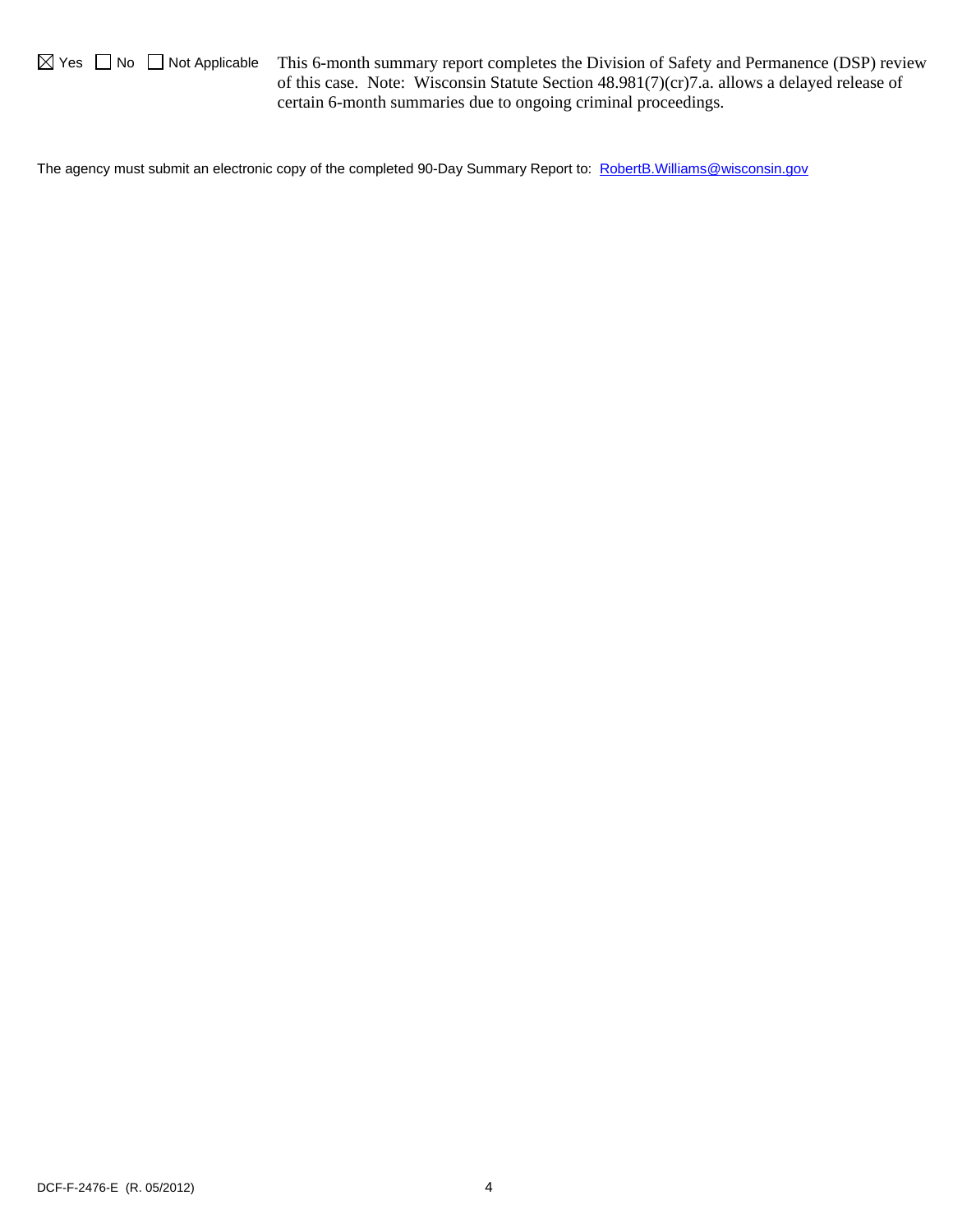☒ Yes ☐ No ☐ Not Applicable This 6-month summary report completes the Division of Safety and Permanence (DSP) review of this case. Note: Wisconsin Statute Section 48.981(7)(cr)7.a. allows a delayed release of certain 6-month summaries due to ongoing criminal proceedings.

The agency must submit an electronic copy of the completed 90-Day Summary Report to: [RobertB.Williams@wisconsin.gov](mailto:RobertB.Williams@wisconsin.gov)

DCF-F-2476-E (R. 05/2012)